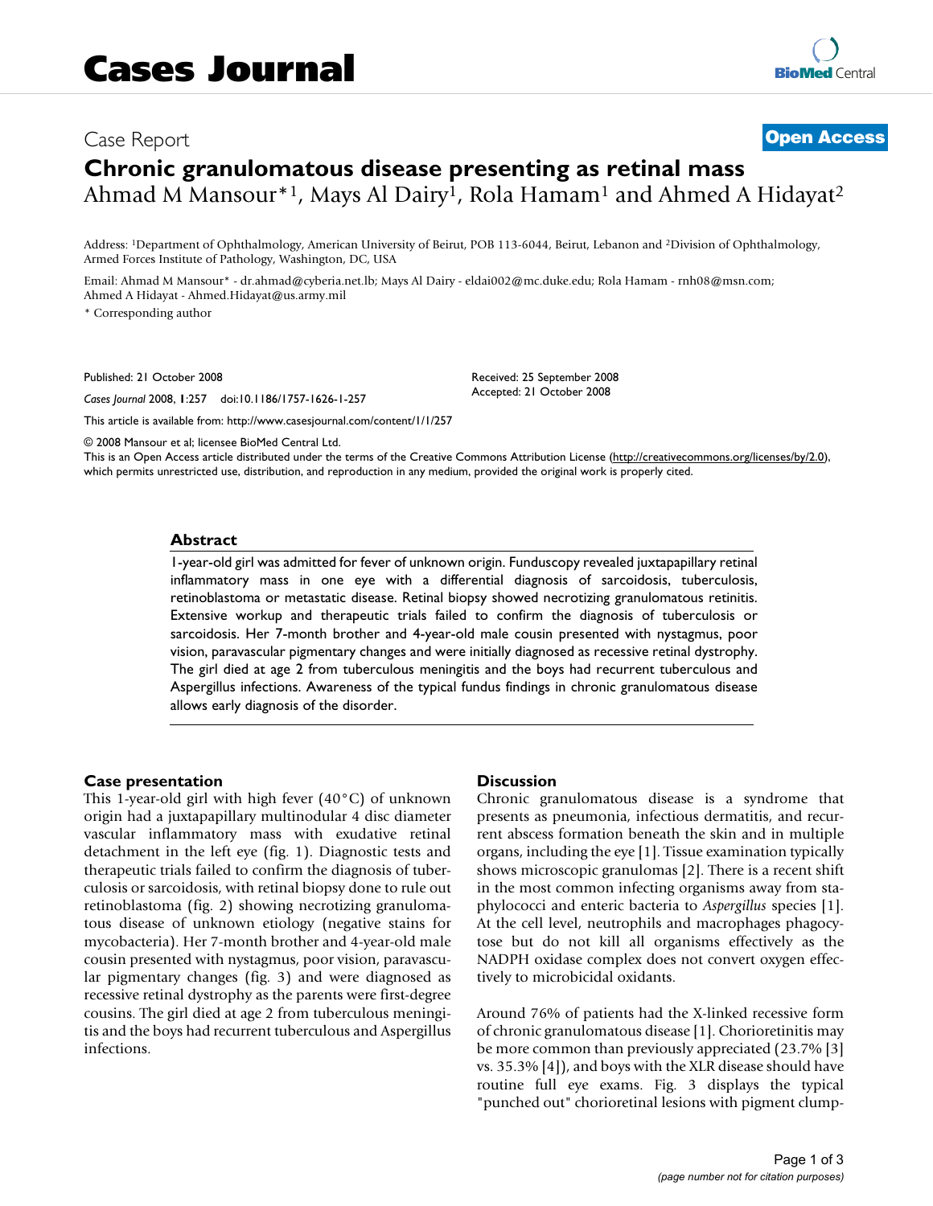# Cases Journal

Case Report

**Open Access**

# Chronic granulomatous disease presenting as retinal mass

Ahmad M Mansour*[1], Mays Al Dairy[1], Rola Hamam[1] and Ahmed A Hidayat[2]

Address: [1]Department of Ophthalmology, American University of Beirut, POB 113-6044, Beirut, Lebanon and [2]Division of Ophthalmology, Armed Forces Institute of Pathology, Washington, DC, USA

Email: Ahmad M Mansour* - dr.ahmad@cyberia.net.lb; Mays Al Dairy - eldai002@mc.duke.edu; Rola Hamam - rnh08@msn.com; Ahmed A Hidayat - Ahmed.Hidayat@us.army.mil

\* Corresponding author

Published: 21 October 2008

*Cases Journal* 2008, **1**:257 doi:10.1186/1757-1626-1-257

Received: 25 September 2008
Accepted: 21 October 2008

This article is available from: http://www.casesjournal.com/content/1/1/257

© 2008 Mansour et al; licensee BioMed Central Ltd.
This is an Open Access article distributed under the terms of the Creative Commons Attribution License (http://creativecommons.org/licenses/by/2.0), which permits unrestricted use, distribution, and reproduction in any medium, provided the original work is properly cited.

## Abstract

1-year-old girl was admitted for fever of unknown origin. Funduscopy revealed juxtapapillary retinal inflammatory mass in one eye with a differential diagnosis of sarcoidosis, tuberculosis, retinoblastoma or metastatic disease. Retinal biopsy showed necrotizing granulomatous retinitis. Extensive workup and therapeutic trials failed to confirm the diagnosis of tuberculosis or sarcoidosis. Her 7-month brother and 4-year-old male cousin presented with nystagmus, poor vision, paravascular pigmentary changes and were initially diagnosed as recessive retinal dystrophy. The girl died at age 2 from tuberculous meningitis and the boys had recurrent tuberculous and Aspergillus infections. Awareness of the typical fundus findings in chronic granulomatous disease allows early diagnosis of the disorder.

## Case presentation

This 1-year-old girl with high fever (40°C) of unknown origin had a juxtapapillary multinodular 4 disc diameter vascular inflammatory mass with exudative retinal detachment in the left eye (fig. 1). Diagnostic tests and therapeutic trials failed to confirm the diagnosis of tuberculosis or sarcoidosis, with retinal biopsy done to rule out retinoblastoma (fig. 2) showing necrotizing granulomatous disease of unknown etiology (negative stains for mycobacteria). Her 7-month brother and 4-year-old male cousin presented with nystagmus, poor vision, paravascular pigmentary changes (fig. 3) and were diagnosed as recessive retinal dystrophy as the parents were first-degree cousins. The girl died at age 2 from tuberculous meningitis and the boys had recurrent tuberculous and Aspergillus infections.

## Discussion

Chronic granulomatous disease is a syndrome that presents as pneumonia, infectious dermatitis, and recurrent abscess formation beneath the skin and in multiple organs, including the eye [1]. Tissue examination typically shows microscopic granulomas [2]. There is a recent shift in the most common infecting organisms away from staphylococci and enteric bacteria to *Aspergillus* species [1]. At the cell level, neutrophils and macrophages phagocytose but do not kill all organisms effectively as the NADPH oxidase complex does not convert oxygen effectively to microbicidal oxidants.

Around 76% of patients had the X-linked recessive form of chronic granulomatous disease [1]. Chorioretinitis may be more common than previously appreciated (23.7% [3] vs. 35.3% [4]), and boys with the XLR disease should have routine full eye exams. Fig. 3 displays the typical "punched out" chorioretinal lesions with pigment clump-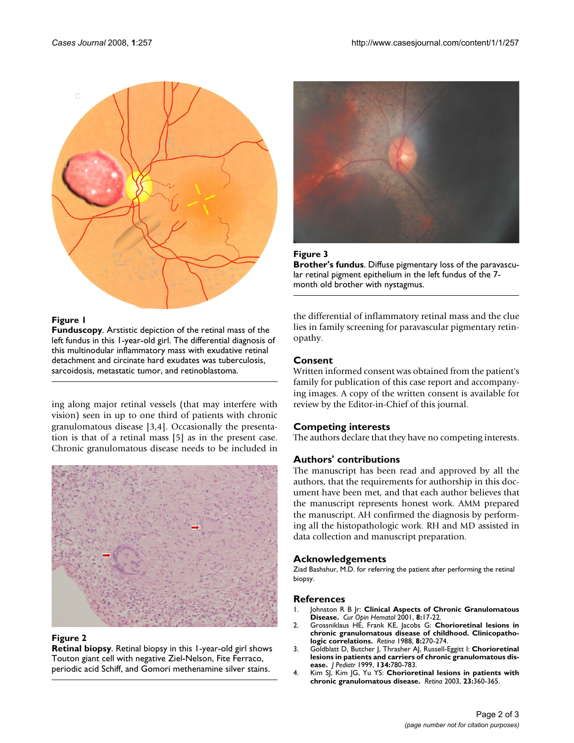**Figure 1**

**Funduscopy**. Arstistic depiction of the retinal mass of the left fundus in this 1-year-old girl. The differential diagnosis of this multinodular inflammatory mass with exudative retinal detachment and circinate hard exudates was tuberculosis, sarcoidosis, metastatic tumor, and retinoblastoma.

ing along major retinal vessels (that may interfere with vision) seen in up to one third of patients with chronic granulomatous disease [3,4]. Occasionally the presentation is that of a retinal mass [5] as in the present case. Chronic granulomatous disease needs to be included in the differential of inflammatory retinal mass and the clue lies in family screening for paravascular pigmentary retinopathy.

**Figure 2**

**Retinal biopsy**. Retinal biopsy in this 1-year-old girl shows Touton giant cell with negative Ziel-Nelson, Fite Ferraco, periodic acid Schiff, and Gomori methenamine silver stains.

**Figure 3**

**Brother's fundus**. Diffuse pigmentary loss of the paravascular retinal pigment epithelium in the left fundus of the 7-month old brother with nystagmus.

## Consent

Written informed consent was obtained from the patient's family for publication of this case report and accompanying images. A copy of the written consent is available for review by the Editor-in-Chief of this journal.

## Competing interests

The authors declare that they have no competing interests.

## Authors' contributions

The manuscript has been read and approved by all the authors, that the requirements for authorship in this document have been met, and that each author believes that the manuscript represents honest work. AMM prepared the manuscript. AH confirmed the diagnosis by performing all the histopathologic work. RH and MD assisted in data collection and manuscript preparation.

## Acknowledgements

Ziad Bashshur, M.D. for referring the patient after performing the retinal biopsy.

## References

1. Johnston R B Jr: **Clinical Aspects of Chronic Granulomatous Disease.** *Cur Opin Hematol* 2001, **8:**17-22.
2. Grossniklaus HE, Frank KE, Jacobs G: **Chorioretinal lesions in chronic granulomatous disease of childhood. Clinicopathologic correlations.** *Retina* 1988, **8:**270-274.
3. Goldblatt D, Butcher J, Thrasher AJ, Russell-Eggitt I: **Chorioretinal lesions in patients and carriers of chronic granulomatous disease.** *J Pediatr* 1999, **134:**780-783.
4. Kim SJ, Kim JG, Yu YS: **Chorioretinal lesions in patients with chronic granulomatous disease.** *Retina* 2003, **23:**360-365.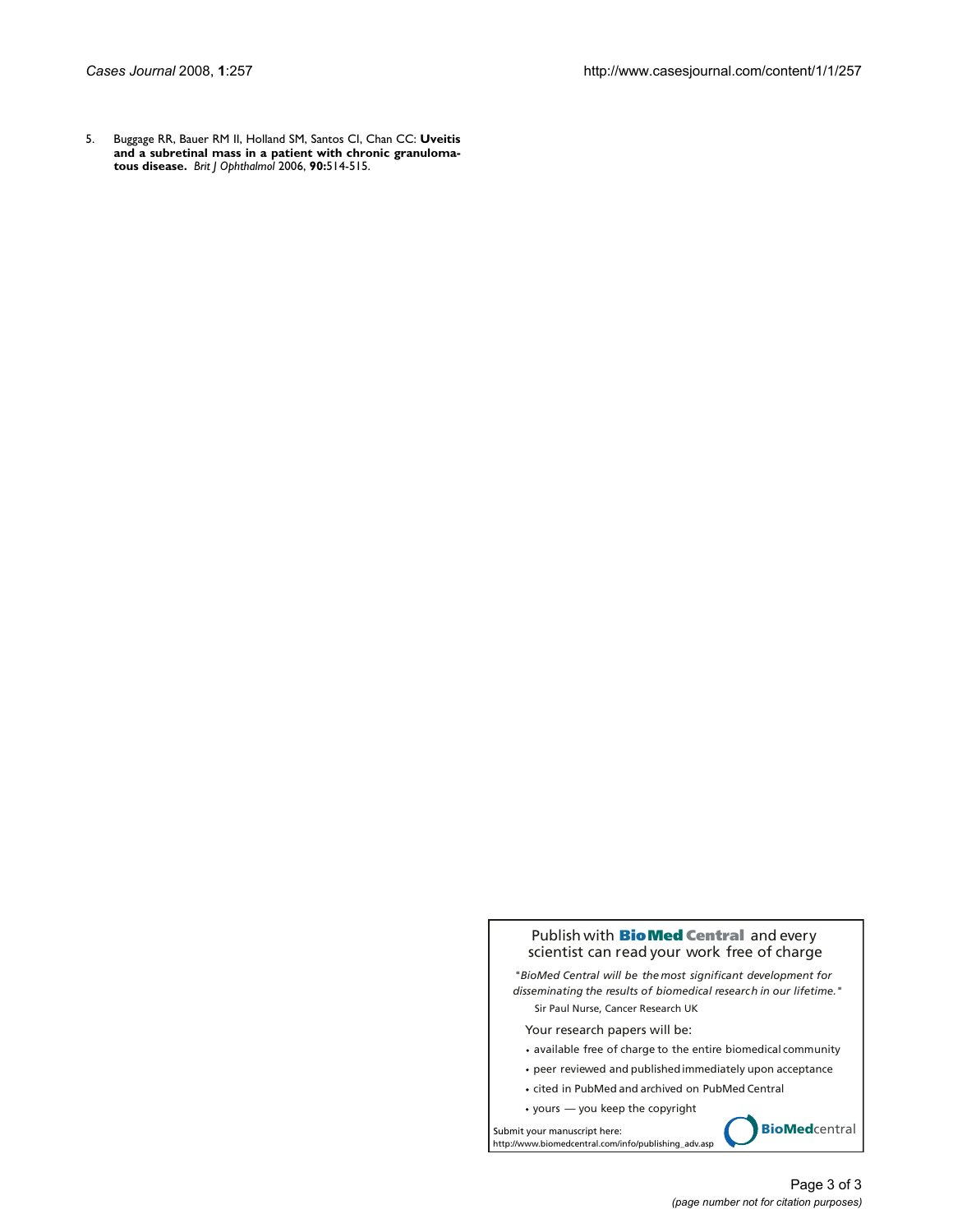5. Buggage RR, Bauer RM II, Holland SM, Santos CI, Chan CC: **Uveitis and a subretinal mass in a patient with chronic granulomatous disease.** *Brit J Ophthalmol* 2006, **90:**514-515.

Publish with **BioMed Central** and every scientist can read your work free of charge

*"BioMed Central will be the most significant development for disseminating the results of biomedical research in our lifetime."*

Sir Paul Nurse, Cancer Research UK

Your research papers will be:

- available free of charge to the entire biomedical community
- peer reviewed and published immediately upon acceptance
- cited in PubMed and archived on PubMed Central
- yours — you keep the copyright

Submit your manuscript here:
http://www.biomedcentral.com/info/publishing_adv.asp

**BioMed**central